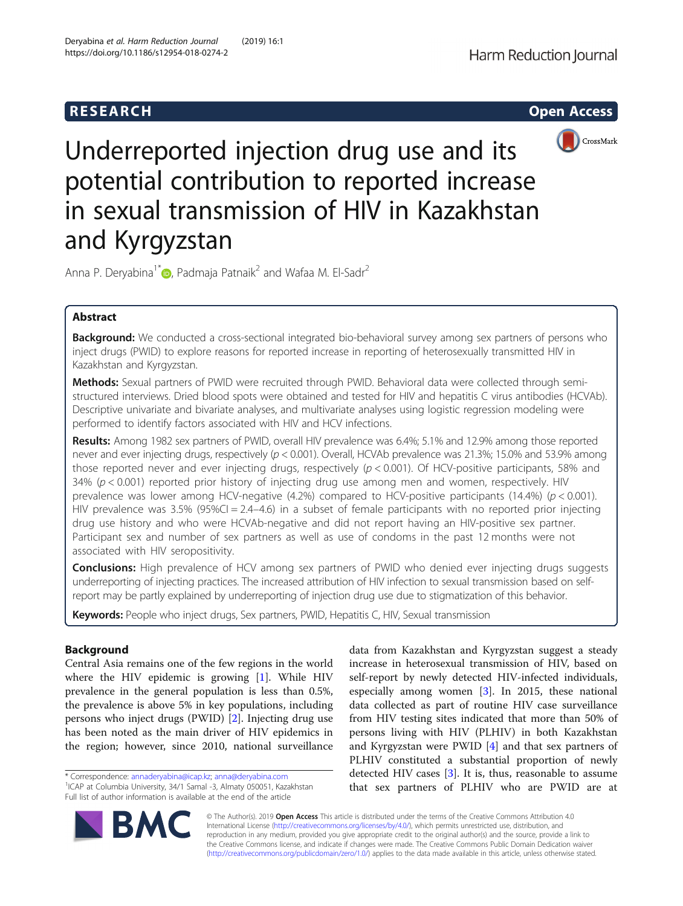# RESEARCH

# Underreported injection drug use and its potential contribution to reported increase in sexual transmission of HIV in Kazakhstan and Kyrgyzstan

Anna P. Deryabina[1*], Padmaja Patnaik[2] and Wafaa M. El-Sadr[2]

## Abstract

**Background:** We conducted a cross-sectional integrated bio-behavioral survey among sex partners of persons who inject drugs (PWID) to explore reasons for reported increase in reporting of heterosexually transmitted HIV in Kazakhstan and Kyrgyzstan.

**Methods:** Sexual partners of PWID were recruited through PWID. Behavioral data were collected through semi-structured interviews. Dried blood spots were obtained and tested for HIV and hepatitis C virus antibodies (HCVAb). Descriptive univariate and bivariate analyses, and multivariate analyses using logistic regression modeling were performed to identify factors associated with HIV and HCV infections.

**Results:** Among 1982 sex partners of PWID, overall HIV prevalence was 6.4%; 5.1% and 12.9% among those reported never and ever injecting drugs, respectively ($p < 0.001$). Overall, HCVAb prevalence was 21.3%; 15.0% and 53.9% among those reported never and ever injecting drugs, respectively ($p < 0.001$). Of HCV-positive participants, 58% and 34% ($p < 0.001$) reported prior history of injecting drug use among men and women, respectively. HIV prevalence was lower among HCV-negative (4.2%) compared to HCV-positive participants (14.4%) ($p < 0.001$). HIV prevalence was 3.5% (95%CI = 2.4–4.6) in a subset of female participants with no reported prior injecting drug use history and who were HCVAb-negative and did not report having an HIV-positive sex partner. Participant sex and number of sex partners as well as use of condoms in the past 12 months were not associated with HIV seropositivity.

**Conclusions:** High prevalence of HCV among sex partners of PWID who denied ever injecting drugs suggests underreporting of injecting practices. The increased attribution of HIV infection to sexual transmission based on self-report may be partly explained by underreporting of injection drug use due to stigmatization of this behavior.

**Keywords:** People who inject drugs, Sex partners, PWID, Hepatitis C, HIV, Sexual transmission

## Background

Central Asia remains one of the few regions in the world where the HIV epidemic is growing [1]. While HIV prevalence in the general population is less than 0.5%, the prevalence is above 5% in key populations, including persons who inject drugs (PWID) [2]. Injecting drug use has been noted as the main driver of HIV epidemics in the region; however, since 2010, national surveillance data from Kazakhstan and Kyrgyzstan suggest a steady increase in heterosexual transmission of HIV, based on self-report by newly detected HIV-infected individuals, especially among women [3]. In 2015, these national data collected as part of routine HIV case surveillance from HIV testing sites indicated that more than 50% of persons living with HIV (PLHIV) in both Kazakhstan and Kyrgyzstan were PWID [4] and that sex partners of PLHIV constituted a substantial proportion of newly detected HIV cases [3]. It is, thus, reasonable to assume that sex partners of PLHIV who are PWID are at

\* Correspondence: annaderyabina@icap.kz; anna@deryabina.com
[1]ICAP at Columbia University, 34/1 Samal -3, Almaty 050051, Kazakhstan
Full list of author information is available at the end of the article

© The Author(s). 2019 **Open Access** This article is distributed under the terms of the Creative Commons Attribution 4.0 International License (http://creativecommons.org/licenses/by/4.0/), which permits unrestricted use, distribution, and reproduction in any medium, provided you give appropriate credit to the original author(s) and the source, provide a link to the Creative Commons license, and indicate if changes were made. The Creative Commons Public Domain Dedication waiver (http://creativecommons.org/publicdomain/zero/1.0/) applies to the data made available in this article, unless otherwise stated.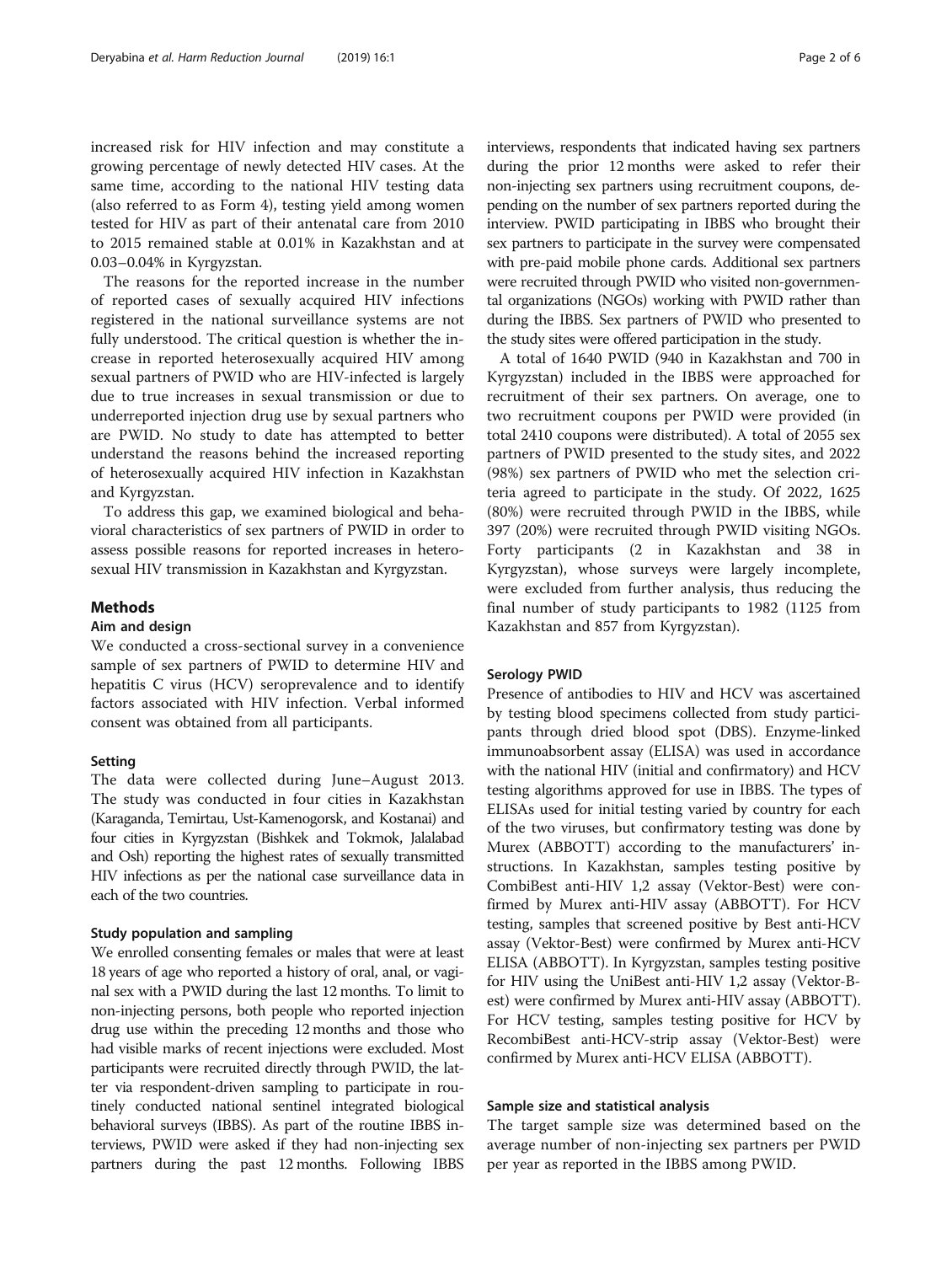increased risk for HIV infection and may constitute a growing percentage of newly detected HIV cases. At the same time, according to the national HIV testing data (also referred to as Form 4), testing yield among women tested for HIV as part of their antenatal care from 2010 to 2015 remained stable at 0.01% in Kazakhstan and at 0.03–0.04% in Kyrgyzstan.

The reasons for the reported increase in the number of reported cases of sexually acquired HIV infections registered in the national surveillance systems are not fully understood. The critical question is whether the increase in reported heterosexually acquired HIV among sexual partners of PWID who are HIV-infected is largely due to true increases in sexual transmission or due to underreported injection drug use by sexual partners who are PWID. No study to date has attempted to better understand the reasons behind the increased reporting of heterosexually acquired HIV infection in Kazakhstan and Kyrgyzstan.

To address this gap, we examined biological and behavioral characteristics of sex partners of PWID in order to assess possible reasons for reported increases in heterosexual HIV transmission in Kazakhstan and Kyrgyzstan.

## Methods

### Aim and design

We conducted a cross-sectional survey in a convenience sample of sex partners of PWID to determine HIV and hepatitis C virus (HCV) seroprevalence and to identify factors associated with HIV infection. Verbal informed consent was obtained from all participants.

### Setting

The data were collected during June–August 2013. The study was conducted in four cities in Kazakhstan (Karaganda, Temirtau, Ust-Kamenogorsk, and Kostanai) and four cities in Kyrgyzstan (Bishkek and Tokmok, Jalalabad and Osh) reporting the highest rates of sexually transmitted HIV infections as per the national case surveillance data in each of the two countries.

### Study population and sampling

We enrolled consenting females or males that were at least 18 years of age who reported a history of oral, anal, or vaginal sex with a PWID during the last 12 months. To limit to non-injecting persons, both people who reported injection drug use within the preceding 12 months and those who had visible marks of recent injections were excluded. Most participants were recruited directly through PWID, the latter via respondent-driven sampling to participate in routinely conducted national sentinel integrated biological behavioral surveys (IBBS). As part of the routine IBBS interviews, PWID were asked if they had non-injecting sex partners during the past 12 months. Following IBBS interviews, respondents that indicated having sex partners during the prior 12 months were asked to refer their non-injecting sex partners using recruitment coupons, depending on the number of sex partners reported during the interview. PWID participating in IBBS who brought their sex partners to participate in the survey were compensated with pre-paid mobile phone cards. Additional sex partners were recruited through PWID who visited non-governmental organizations (NGOs) working with PWID rather than during the IBBS. Sex partners of PWID who presented to the study sites were offered participation in the study.

A total of 1640 PWID (940 in Kazakhstan and 700 in Kyrgyzstan) included in the IBBS were approached for recruitment of their sex partners. On average, one to two recruitment coupons per PWID were provided (in total 2410 coupons were distributed). A total of 2055 sex partners of PWID presented to the study sites, and 2022 (98%) sex partners of PWID who met the selection criteria agreed to participate in the study. Of 2022, 1625 (80%) were recruited through PWID in the IBBS, while 397 (20%) were recruited through PWID visiting NGOs. Forty participants (2 in Kazakhstan and 38 in Kyrgyzstan), whose surveys were largely incomplete, were excluded from further analysis, thus reducing the final number of study participants to 1982 (1125 from Kazakhstan and 857 from Kyrgyzstan).

### Serology PWID

Presence of antibodies to HIV and HCV was ascertained by testing blood specimens collected from study participants through dried blood spot (DBS). Enzyme-linked immunoabsorbent assay (ELISA) was used in accordance with the national HIV (initial and confirmatory) and HCV testing algorithms approved for use in IBBS. The types of ELISAs used for initial testing varied by country for each of the two viruses, but confirmatory testing was done by Murex (ABBOTT) according to the manufacturers' instructions. In Kazakhstan, samples testing positive by CombiBest anti-HIV 1,2 assay (Vektor-Best) were confirmed by Murex anti-HIV assay (ABBOTT). For HCV testing, samples that screened positive by Best anti-HCV assay (Vektor-Best) were confirmed by Murex anti-HCV ELISA (ABBOTT). In Kyrgyzstan, samples testing positive for HIV using the UniBest anti-HIV 1,2 assay (Vektor-Best) were confirmed by Murex anti-HIV assay (ABBOTT). For HCV testing, samples testing positive for HCV by RecombiBest anti-HCV-strip assay (Vektor-Best) were confirmed by Murex anti-HCV ELISA (ABBOTT).

### Sample size and statistical analysis

The target sample size was determined based on the average number of non-injecting sex partners per PWID per year as reported in the IBBS among PWID.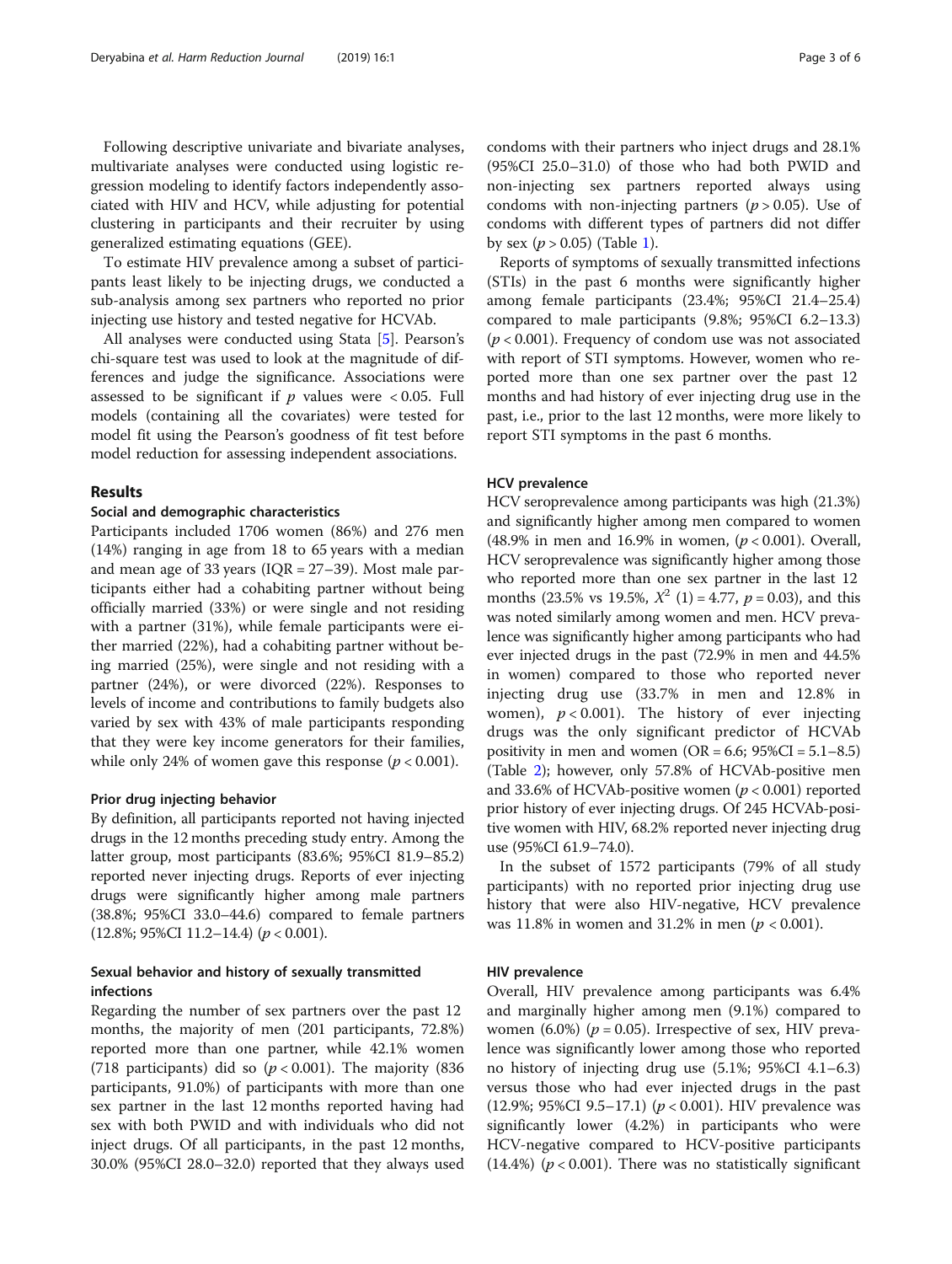Following descriptive univariate and bivariate analyses, multivariate analyses were conducted using logistic regression modeling to identify factors independently associated with HIV and HCV, while adjusting for potential clustering in participants and their recruiter by using generalized estimating equations (GEE).

To estimate HIV prevalence among a subset of participants least likely to be injecting drugs, we conducted a sub-analysis among sex partners who reported no prior injecting use history and tested negative for HCVAb.

All analyses were conducted using Stata [5]. Pearson's chi-square test was used to look at the magnitude of differences and judge the significance. Associations were assessed to be significant if $p$ values were $< 0.05$. Full models (containing all the covariates) were tested for model fit using the Pearson's goodness of fit test before model reduction for assessing independent associations.

## Results

### Social and demographic characteristics

Participants included 1706 women (86%) and 276 men (14%) ranging in age from 18 to 65 years with a median and mean age of 33 years (IQR = 27–39). Most male participants either had a cohabiting partner without being officially married (33%) or were single and not residing with a partner (31%), while female participants were either married (22%), had a cohabiting partner without being married (25%), were single and not residing with a partner (24%), or were divorced (22%). Responses to levels of income and contributions to family budgets also varied by sex with 43% of male participants responding that they were key income generators for their families, while only 24% of women gave this response ($p < 0.001$).

#### Prior drug injecting behavior

By definition, all participants reported not having injected drugs in the 12 months preceding study entry. Among the latter group, most participants (83.6%; 95%CI 81.9–85.2) reported never injecting drugs. Reports of ever injecting drugs were significantly higher among male partners (38.8%; 95%CI 33.0–44.6) compared to female partners (12.8%; 95%CI 11.2–14.4) ($p < 0.001$).

### Sexual behavior and history of sexually transmitted infections

Regarding the number of sex partners over the past 12 months, the majority of men (201 participants, 72.8%) reported more than one partner, while 42.1% women (718 participants) did so ($p < 0.001$). The majority (836 participants, 91.0%) of participants with more than one sex partner in the last 12 months reported having had sex with both PWID and with individuals who did not inject drugs. Of all participants, in the past 12 months, 30.0% (95%CI 28.0–32.0) reported that they always used condoms with their partners who inject drugs and 28.1% (95%CI 25.0–31.0) of those who had both PWID and non-injecting sex partners reported always using condoms with non-injecting partners ($p > 0.05$). Use of condoms with different types of partners did not differ by sex ($p > 0.05$) (Table 1).

Reports of symptoms of sexually transmitted infections (STIs) in the past 6 months were significantly higher among female participants (23.4%; 95%CI 21.4–25.4) compared to male participants (9.8%; 95%CI 6.2–13.3) ($p < 0.001$). Frequency of condom use was not associated with report of STI symptoms. However, women who reported more than one sex partner over the past 12 months and had history of ever injecting drug use in the past, i.e., prior to the last 12 months, were more likely to report STI symptoms in the past 6 months.

### HCV prevalence

HCV seroprevalence among participants was high (21.3%) and significantly higher among men compared to women (48.9% in men and 16.9% in women, ($p < 0.001$). Overall, HCV seroprevalence was significantly higher among those who reported more than one sex partner in the last 12 months (23.5% vs 19.5%, $X^2$ (1) = 4.77, $p = 0.03$), and this was noted similarly among women and men. HCV prevalence was significantly higher among participants who had ever injected drugs in the past (72.9% in men and 44.5% in women) compared to those who reported never injecting drug use (33.7% in men and 12.8% in women), $p < 0.001$). The history of ever injecting drugs was the only significant predictor of HCVAb positivity in men and women (OR = 6.6; 95%CI = 5.1–8.5) (Table 2); however, only 57.8% of HCVAb-positive men and 33.6% of HCVAb-positive women ($p < 0.001$) reported prior history of ever injecting drugs. Of 245 HCVAb-positive women with HIV, 68.2% reported never injecting drug use (95%CI 61.9–74.0).

In the subset of 1572 participants (79% of all study participants) with no reported prior injecting drug use history that were also HIV-negative, HCV prevalence was 11.8% in women and 31.2% in men ($p < 0.001$).

### HIV prevalence

Overall, HIV prevalence among participants was 6.4% and marginally higher among men (9.1%) compared to women (6.0%) ($p = 0.05$). Irrespective of sex, HIV prevalence was significantly lower among those who reported no history of injecting drug use (5.1%; 95%CI 4.1–6.3) versus those who had ever injected drugs in the past (12.9%; 95%CI 9.5–17.1) ($p < 0.001$). HIV prevalence was significantly lower (4.2%) in participants who were HCV-negative compared to HCV-positive participants (14.4%) ($p < 0.001$). There was no statistically significant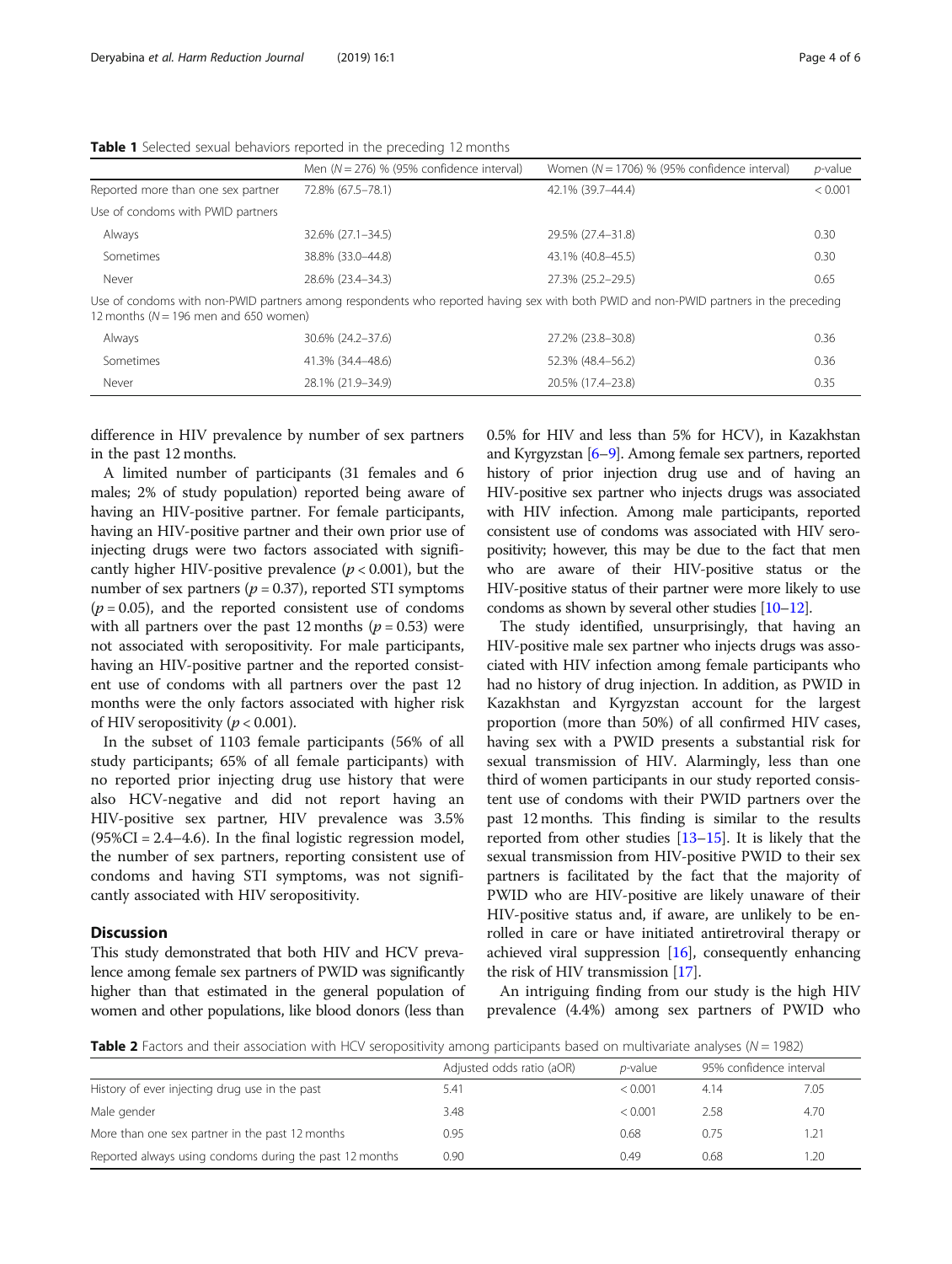**Table 1** Selected sexual behaviors reported in the preceding 12 months

| | Men (N = 276) % (95% confidence interval) | Women (N = 1706) % (95% confidence interval) | p-value |
|---|---|---|---|
| Reported more than one sex partner | 72.8% (67.5–78.1) | 42.1% (39.7–44.4) | < 0.001 |
| Use of condoms with PWID partners | | | |
| Always | 32.6% (27.1–34.5) | 29.5% (27.4–31.8) | 0.30 |
| Sometimes | 38.8% (33.0–44.8) | 43.1% (40.8–45.5) | 0.30 |
| Never | 28.6% (23.4–34.3) | 27.3% (25.2–29.5) | 0.65 |
| Use of condoms with non-PWID partners among respondents who reported having sex with both PWID and non-PWID partners in the preceding 12 months (N = 196 men and 650 women) | | | |
| Always | 30.6% (24.2–37.6) | 27.2% (23.8–30.8) | 0.36 |
| Sometimes | 41.3% (34.4–48.6) | 52.3% (48.4–56.2) | 0.36 |
| Never | 28.1% (21.9–34.9) | 20.5% (17.4–23.8) | 0.35 |

difference in HIV prevalence by number of sex partners in the past 12 months.

A limited number of participants (31 females and 6 males; 2% of study population) reported being aware of having an HIV-positive partner. For female participants, having an HIV-positive partner and their own prior use of injecting drugs were two factors associated with significantly higher HIV-positive prevalence ($p < 0.001$), but the number of sex partners ($p = 0.37$), reported STI symptoms ($p = 0.05$), and the reported consistent use of condoms with all partners over the past 12 months ($p = 0.53$) were not associated with seropositivity. For male participants, having an HIV-positive partner and the reported consistent use of condoms with all partners over the past 12 months were the only factors associated with higher risk of HIV seropositivity ($p < 0.001$).

In the subset of 1103 female participants (56% of all study participants; 65% of all female participants) with no reported prior injecting drug use history that were also HCV-negative and did not report having an HIV-positive sex partner, HIV prevalence was 3.5% (95%CI = 2.4–4.6). In the final logistic regression model, the number of sex partners, reporting consistent use of condoms and having STI symptoms, was not significantly associated with HIV seropositivity.

## Discussion

This study demonstrated that both HIV and HCV prevalence among female sex partners of PWID was significantly higher than that estimated in the general population of women and other populations, like blood donors (less than 0.5% for HIV and less than 5% for HCV), in Kazakhstan and Kyrgyzstan [6–9]. Among female sex partners, reported history of prior injection drug use and of having an HIV-positive sex partner who injects drugs was associated with HIV infection. Among male participants, reported consistent use of condoms was associated with HIV seropositivity; however, this may be due to the fact that men who are aware of their HIV-positive status or the HIV-positive status of their partner were more likely to use condoms as shown by several other studies [10–12].

The study identified, unsurprisingly, that having an HIV-positive male sex partner who injects drugs was associated with HIV infection among female participants who had no history of drug injection. In addition, as PWID in Kazakhstan and Kyrgyzstan account for the largest proportion (more than 50%) of all confirmed HIV cases, having sex with a PWID presents a substantial risk for sexual transmission of HIV. Alarmingly, less than one third of women participants in our study reported consistent use of condoms with their PWID partners over the past 12 months. This finding is similar to the results reported from other studies [13–15]. It is likely that the sexual transmission from HIV-positive PWID to their sex partners is facilitated by the fact that the majority of PWID who are HIV-positive are likely unaware of their HIV-positive status and, if aware, are unlikely to be enrolled in care or have initiated antiretroviral therapy or achieved viral suppression [16], consequently enhancing the risk of HIV transmission [17].

An intriguing finding from our study is the high HIV prevalence (4.4%) among sex partners of PWID who

**Table 2** Factors and their association with HCV seropositivity among participants based on multivariate analyses (N = 1982)

| | Adjusted odds ratio (aOR) | p-value | 95% confidence interval | |
|---|---|---|---|---|
| History of ever injecting drug use in the past | 5.41 | < 0.001 | 4.14 | 7.05 |
| Male gender | 3.48 | < 0.001 | 2.58 | 4.70 |
| More than one sex partner in the past 12 months | 0.95 | 0.68 | 0.75 | 1.21 |
| Reported always using condoms during the past 12 months | 0.90 | 0.49 | 0.68 | 1.20 |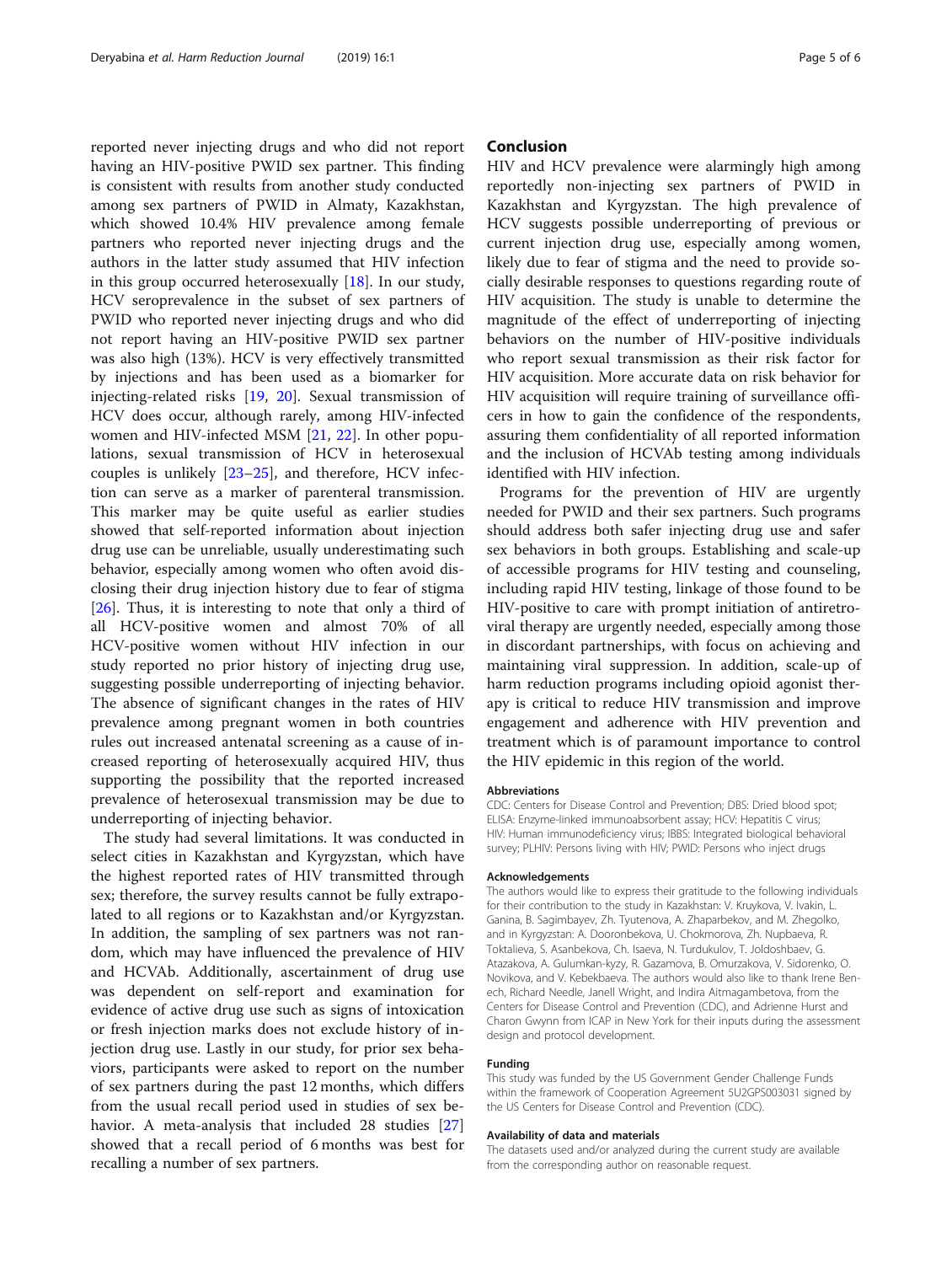reported never injecting drugs and who did not report having an HIV-positive PWID sex partner. This finding is consistent with results from another study conducted among sex partners of PWID in Almaty, Kazakhstan, which showed 10.4% HIV prevalence among female partners who reported never injecting drugs and the authors in the latter study assumed that HIV infection in this group occurred heterosexually [18]. In our study, HCV seroprevalence in the subset of sex partners of PWID who reported never injecting drugs and who did not report having an HIV-positive PWID sex partner was also high (13%). HCV is very effectively transmitted by injections and has been used as a biomarker for injecting-related risks [19, 20]. Sexual transmission of HCV does occur, although rarely, among HIV-infected women and HIV-infected MSM [21, 22]. In other populations, sexual transmission of HCV in heterosexual couples is unlikely [23–25], and therefore, HCV infection can serve as a marker of parenteral transmission. This marker may be quite useful as earlier studies showed that self-reported information about injection drug use can be unreliable, usually underestimating such behavior, especially among women who often avoid disclosing their drug injection history due to fear of stigma [26]. Thus, it is interesting to note that only a third of all HCV-positive women and almost 70% of all HCV-positive women without HIV infection in our study reported no prior history of injecting drug use, suggesting possible underreporting of injecting behavior. The absence of significant changes in the rates of HIV prevalence among pregnant women in both countries rules out increased antenatal screening as a cause of increased reporting of heterosexually acquired HIV, thus supporting the possibility that the reported increased prevalence of heterosexual transmission may be due to underreporting of injecting behavior.

The study had several limitations. It was conducted in select cities in Kazakhstan and Kyrgyzstan, which have the highest reported rates of HIV transmitted through sex; therefore, the survey results cannot be fully extrapolated to all regions or to Kazakhstan and/or Kyrgyzstan. In addition, the sampling of sex partners was not random, which may have influenced the prevalence of HIV and HCVAb. Additionally, ascertainment of drug use was dependent on self-report and examination for evidence of active drug use such as signs of intoxication or fresh injection marks does not exclude history of injection drug use. Lastly in our study, for prior sex behaviors, participants were asked to report on the number of sex partners during the past 12 months, which differs from the usual recall period used in studies of sex behavior. A meta-analysis that included 28 studies [27] showed that a recall period of 6 months was best for recalling a number of sex partners.

## Conclusion

HIV and HCV prevalence were alarmingly high among reportedly non-injecting sex partners of PWID in Kazakhstan and Kyrgyzstan. The high prevalence of HCV suggests possible underreporting of previous or current injection drug use, especially among women, likely due to fear of stigma and the need to provide socially desirable responses to questions regarding route of HIV acquisition. The study is unable to determine the magnitude of the effect of underreporting of injecting behaviors on the number of HIV-positive individuals who report sexual transmission as their risk factor for HIV acquisition. More accurate data on risk behavior for HIV acquisition will require training of surveillance officers in how to gain the confidence of the respondents, assuring them confidentiality of all reported information and the inclusion of HCVAb testing among individuals identified with HIV infection.

Programs for the prevention of HIV are urgently needed for PWID and their sex partners. Such programs should address both safer injecting drug use and safer sex behaviors in both groups. Establishing and scale-up of accessible programs for HIV testing and counseling, including rapid HIV testing, linkage of those found to be HIV-positive to care with prompt initiation of antiretroviral therapy are urgently needed, especially among those in discordant partnerships, with focus on achieving and maintaining viral suppression. In addition, scale-up of harm reduction programs including opioid agonist therapy is critical to reduce HIV transmission and improve engagement and adherence with HIV prevention and treatment which is of paramount importance to control the HIV epidemic in this region of the world.

#### Abbreviations

CDC: Centers for Disease Control and Prevention; DBS: Dried blood spot; ELISA: Enzyme-linked immunoabsorbent assay; HCV: Hepatitis C virus; HIV: Human immunodeficiency virus; IBBS: Integrated biological behavioral survey; PLHIV: Persons living with HIV; PWID: Persons who inject drugs

#### Acknowledgements

The authors would like to express their gratitude to the following individuals for their contribution to the study in Kazakhstan: V. Kruykova, V. Ivakin, L. Ganina, B. Sagimbayev, Zh. Tyutenova, A. Zhaparbekov, and M. Zhegolko, and in Kyrgyzstan: A. Dooronbekova, U. Chokmorova, Zh. Nupbaeva, R. Toktalieva, S. Asanbekova, Ch. Isaeva, N. Turdukulov, T. Joldoshbaev, G. Atazakova, A. Gulumkan-kyzy, R. Gazamova, B. Omurzakova, V. Sidorenko, O. Novikova, and V. Kebekbaeva. The authors would also like to thank Irene Benech, Richard Needle, Janell Wright, and Indira Aitmagambetova, from the Centers for Disease Control and Prevention (CDC), and Adrienne Hurst and Charon Gwynn from ICAP in New York for their inputs during the assessment design and protocol development.

#### Funding

This study was funded by the US Government Gender Challenge Funds within the framework of Cooperation Agreement 5U2GPS003031 signed by the US Centers for Disease Control and Prevention (CDC).

#### Availability of data and materials

The datasets used and/or analyzed during the current study are available from the corresponding author on reasonable request.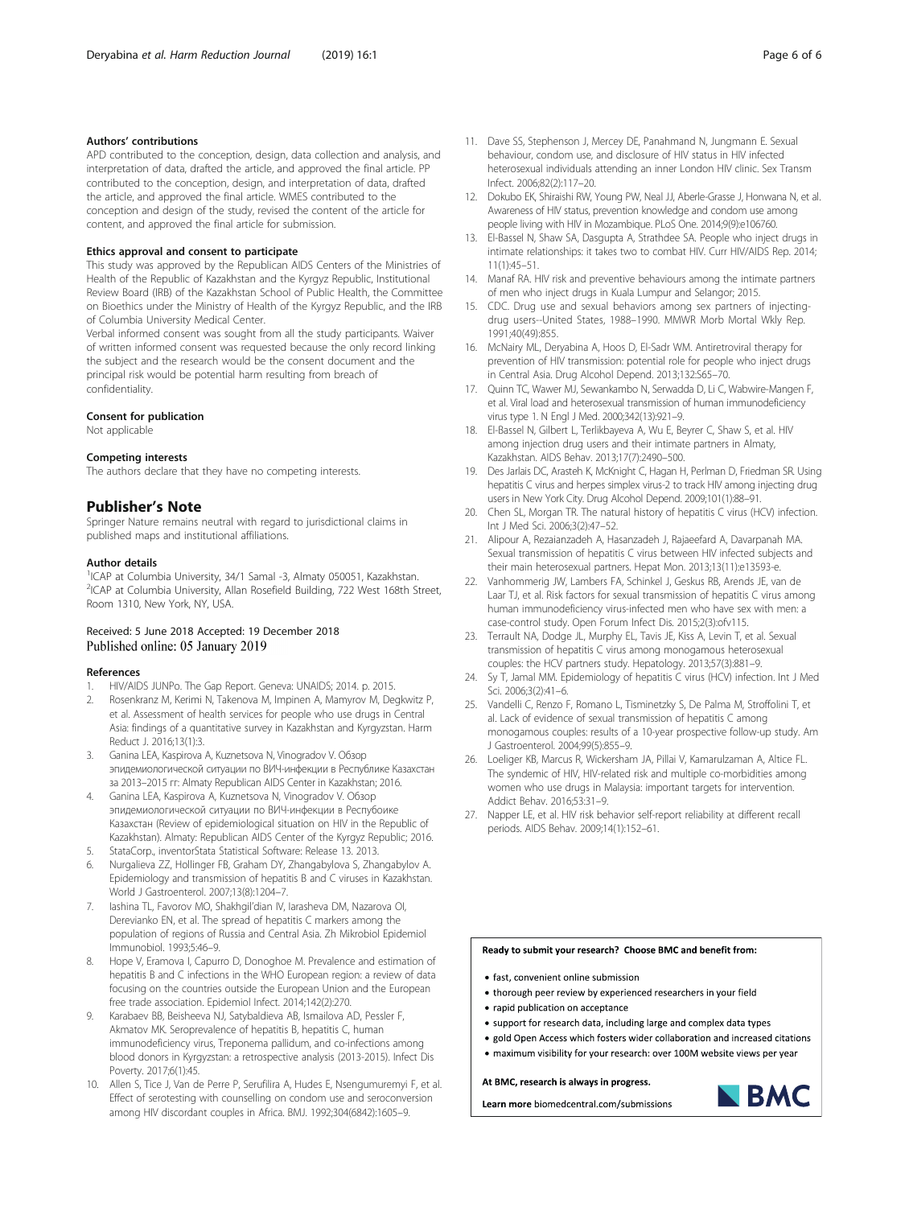#### Authors' contributions

APD contributed to the conception, design, data collection and analysis, and interpretation of data, drafted the article, and approved the final article. PP contributed to the conception, design, and interpretation of data, drafted the article, and approved the final article. WMES contributed to the conception and design of the study, revised the content of the article for content, and approved the final article for submission.

#### Ethics approval and consent to participate

This study was approved by the Republican AIDS Centers of the Ministries of Health of the Republic of Kazakhstan and the Kyrgyz Republic, Institutional Review Board (IRB) of the Kazakhstan School of Public Health, the Committee on Bioethics under the Ministry of Health of the Kyrgyz Republic, and the IRB of Columbia University Medical Center.

Verbal informed consent was sought from all the study participants. Waiver of written informed consent was requested because the only record linking the subject and the research would be the consent document and the principal risk would be potential harm resulting from breach of confidentiality.

#### Consent for publication

Not applicable

#### Competing interests

The authors declare that they have no competing interests.

## Publisher's Note

Springer Nature remains neutral with regard to jurisdictional claims in published maps and institutional affiliations.

#### Author details

[1]ICAP at Columbia University, 34/1 Samal -3, Almaty 050051, Kazakhstan. [2]ICAP at Columbia University, Allan Rosefield Building, 722 West 168th Street, Room 1310, New York, NY, USA.

Received: 5 June 2018 Accepted: 19 December 2018
Published online: 05 January 2019

#### References

1. HIV/AIDS JUNPo. The Gap Report. Geneva: UNAIDS; 2014. p. 2015.
2. Rosenkranz M, Kerimi N, Takenova M, Impinen A, Mamyrov M, Degkwitz P, et al. Assessment of health services for people who use drugs in Central Asia: findings of a quantitative survey in Kazakhstan and Kyrgyzstan. Harm Reduct J. 2016;13(1):3.
3. Ganina LEA, Kaspirova A, Kuznetsova N, Vinogradov V. Обзор эпидемиологической ситуации по ВИЧ-инфекции в Республике Казахстан за 2013–2015 гг: Almaty Republican AIDS Center in Kazakhstan; 2016.
4. Ganina LEA, Kaspirova A, Kuznetsova N, Vinogradov V. Обзор эпидемиологической ситуации по ВИЧ-инфекции в Респубоике Казахстан (Review of epidemiological situation on HIV in the Republic of Kazakhstan). Almaty: Republican AIDS Center of the Kyrgyz Republic; 2016.
5. StataCorp., inventorStata Statistical Software: Release 13. 2013.
6. Nurgalieva ZZ, Hollinger FB, Graham DY, Zhangabylova S, Zhangabylov A. Epidemiology and transmission of hepatitis B and C viruses in Kazakhstan. World J Gastroenterol. 2007;13(8):1204–7.
7. Iashina TL, Favorov MO, Shakhgil'dian IV, Iarasheva DM, Nazarova OI, Derevianko EN, et al. The spread of hepatitis C markers among the population of regions of Russia and Central Asia. Zh Mikrobiol Epidemiol Immunobiol. 1993;5:46–9.
8. Hope V, Eramova I, Capurro D, Donoghoe M. Prevalence and estimation of hepatitis B and C infections in the WHO European region: a review of data focusing on the countries outside the European Union and the European free trade association. Epidemiol Infect. 2014;142(2):270.
9. Karabaev BB, Beisheeva NJ, Satybaldieva AB, Ismailova AD, Pessler F, Akmatov MK. Seroprevalence of hepatitis B, hepatitis C, human immunodeficiency virus, Treponema pallidum, and co-infections among blood donors in Kyrgyzstan: a retrospective analysis (2013-2015). Infect Dis Poverty. 2017;6(1):45.
10. Allen S, Tice J, Van de Perre P, Serufilira A, Hudes E, Nsengumuremyi F, et al. Effect of serotesting with counselling on condom use and seroconversion among HIV discordant couples in Africa. BMJ. 1992;304(6842):1605–9.
11. Dave SS, Stephenson J, Mercey DE, Panahmand N, Jungmann E. Sexual behaviour, condom use, and disclosure of HIV status in HIV infected heterosexual individuals attending an inner London HIV clinic. Sex Transm Infect. 2006;82(2):117–20.
12. Dokubo EK, Shiraishi RW, Young PW, Neal JJ, Aberle-Grasse J, Honwana N, et al. Awareness of HIV status, prevention knowledge and condom use among people living with HIV in Mozambique. PLoS One. 2014;9(9):e106760.
13. El-Bassel N, Shaw SA, Dasgupta A, Strathdee SA. People who inject drugs in intimate relationships: it takes two to combat HIV. Curr HIV/AIDS Rep. 2014; 11(1):45–51.
14. Manaf RA. HIV risk and preventive behaviours among the intimate partners of men who inject drugs in Kuala Lumpur and Selangor; 2015.
15. CDC. Drug use and sexual behaviors among sex partners of injecting-drug users--United States, 1988–1990. MMWR Morb Mortal Wkly Rep. 1991;40(49):855.
16. McNairy ML, Deryabina A, Hoos D, El-Sadr WM. Antiretroviral therapy for prevention of HIV transmission: potential role for people who inject drugs in Central Asia. Drug Alcohol Depend. 2013;132:S65–70.
17. Quinn TC, Wawer MJ, Sewankambo N, Serwadda D, Li C, Wabwire-Mangen F, et al. Viral load and heterosexual transmission of human immunodeficiency virus type 1. N Engl J Med. 2000;342(13):921–9.
18. El-Bassel N, Gilbert L, Terlikbayeva A, Wu E, Beyrer C, Shaw S, et al. HIV among injection drug users and their intimate partners in Almaty, Kazakhstan. AIDS Behav. 2013;17(7):2490–500.
19. Des Jarlais DC, Arasteh K, McKnight C, Hagan H, Perlman D, Friedman SR. Using hepatitis C virus and herpes simplex virus-2 to track HIV among injecting drug users in New York City. Drug Alcohol Depend. 2009;101(1):88–91.
20. Chen SL, Morgan TR. The natural history of hepatitis C virus (HCV) infection. Int J Med Sci. 2006;3(2):47–52.
21. Alipour A, Rezaianzadeh A, Hasanzadeh J, Rajaeefard A, Davarpanah MA. Sexual transmission of hepatitis C virus between HIV infected subjects and their main heterosexual partners. Hepat Mon. 2013;13(11):e13593-e.
22. Vanhommerig JW, Lambers FA, Schinkel J, Geskus RB, Arends JE, van de Laar TJ, et al. Risk factors for sexual transmission of hepatitis C virus among human immunodeficiency virus-infected men who have sex with men: a case-control study. Open Forum Infect Dis. 2015;2(3):ofv115.
23. Terrault NA, Dodge JL, Murphy EL, Tavis JE, Kiss A, Levin T, et al. Sexual transmission of hepatitis C virus among monogamous heterosexual couples: the HCV partners study. Hepatology. 2013;57(3):881–9.
24. Sy T, Jamal MM. Epidemiology of hepatitis C virus (HCV) infection. Int J Med Sci. 2006;3(2):41–6.
25. Vandelli C, Renzo F, Romano L, Tisminetzky S, De Palma M, Stroffolini T, et al. Lack of evidence of sexual transmission of hepatitis C among monogamous couples: results of a 10-year prospective follow-up study. Am J Gastroenterol. 2004;99(5):855–9.
26. Loeliger KB, Marcus R, Wickersham JA, Pillai V, Kamarulzaman A, Altice FL. The syndemic of HIV, HIV-related risk and multiple co-morbidities among women who use drugs in Malaysia: important targets for intervention. Addict Behav. 2016;53:31–9.
27. Napper LE, et al. HIV risk behavior self-report reliability at different recall periods. AIDS Behav. 2009;14(1):152–61.

**Ready to submit your research? Choose BMC and benefit from:**

- fast, convenient online submission
- thorough peer review by experienced researchers in your field
- rapid publication on acceptance
- support for research data, including large and complex data types
- gold Open Access which fosters wider collaboration and increased citations
- maximum visibility for your research: over 100M website views per year

**At BMC, research is always in progress.**

**Learn more** biomedcentral.com/submissions

BMC